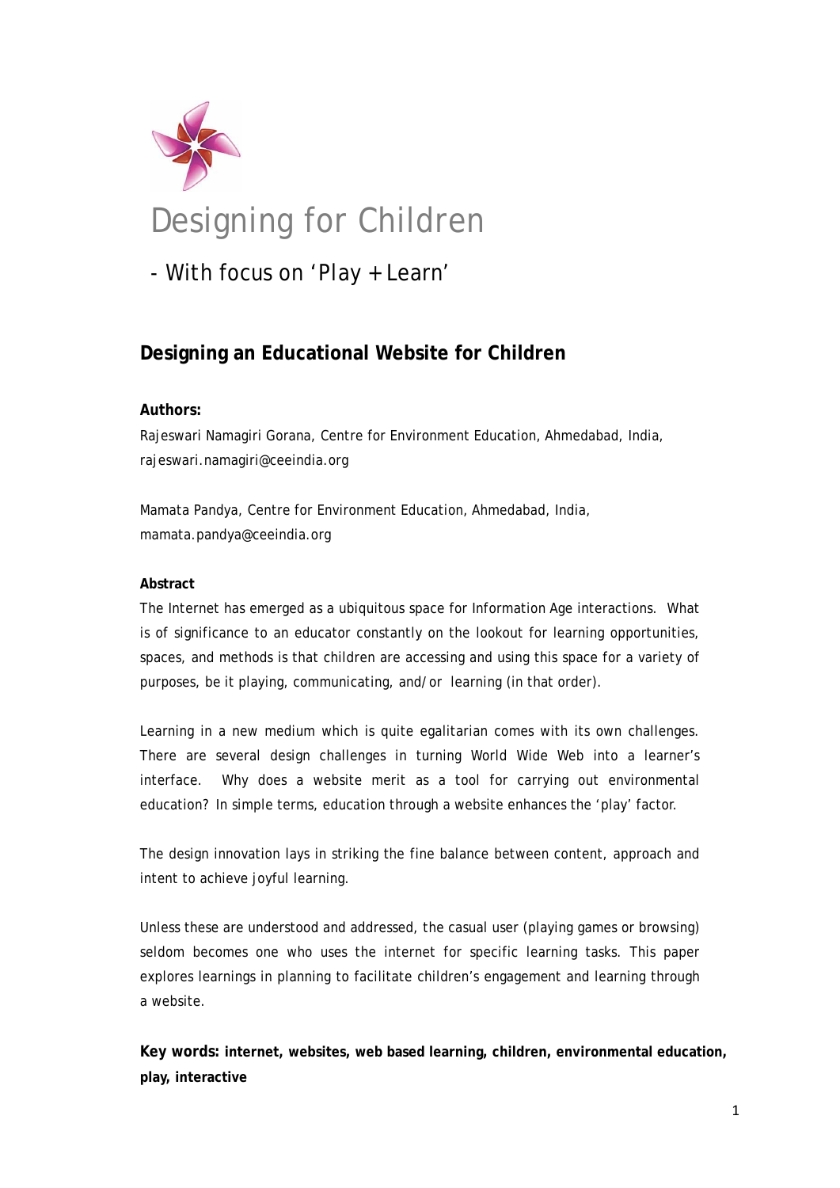# Designing for Children

## - With focus on 'Play + Learn'

## Designing an Educational Website for Children

**Authors:**

Rajeswari Namagiri Gorana, Centre for Environment Education, Ahmedabad, India, rajeswari.namagiri@ceeindia.org

Mamata Pandya, Centre for Environment Education, Ahmedabad, India, mamata.pandya@ceeindia.org

**Abstract**

The Internet has emerged as a ubiquitous space for Information Age interactions. What is of significance to an educator constantly on the lookout for learning opportunities, spaces, and methods is that children are accessing and using this space for a variety of purposes, be it playing, communicating, and/or learning (in that order).

Learning in a new medium which is quite egalitarian comes with its own challenges. There are several design challenges in turning World Wide Web into a learner's interface. Why does a website merit as a tool for carrying out environmental education? In simple terms, education through a website enhances the 'play' factor.

The design innovation lays in striking the fine balance between content, approach and intent to achieve joyful learning.

Unless these are understood and addressed, the casual user (playing games or browsing) seldom becomes one who uses the internet for specific learning tasks. This paper explores learnings in planning to facilitate children's engagement and learning through a website.

**Key words: internet, websites, web based learning, children, environmental education, play, interactive**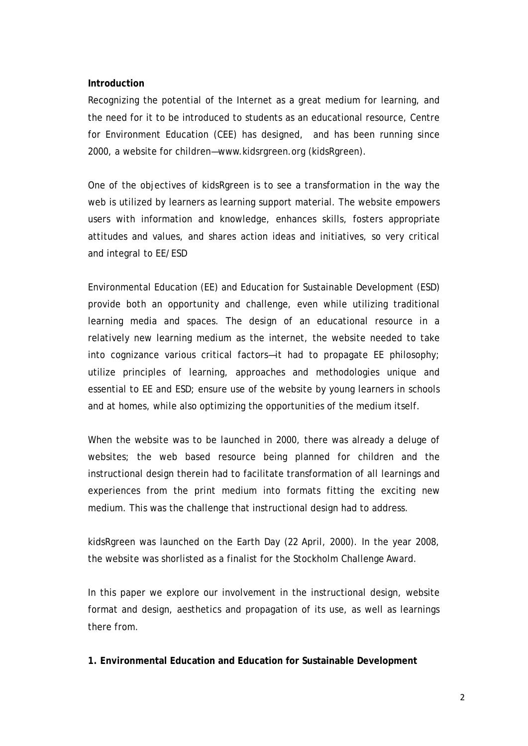**Introduction**

Recognizing the potential of the Internet as a great medium for learning, and the need for it to be introduced to students as an educational resource, Centre for Environment Education (CEE) has designed, and has been running since 2000, a website for children—www.kidsrgreen.org (kidsRgreen).

One of the objectives of kidsRgreen is to see a transformation in the way the web is utilized by learners as learning support material. The website empowers users with information and knowledge, enhances skills, fosters appropriate attitudes and values, and shares action ideas and initiatives, so very critical and integral to EE/ESD

Environmental Education (EE) and Education for Sustainable Development (ESD) provide both an opportunity and challenge, even while utilizing traditional learning media and spaces. The design of an educational resource in a relatively new learning medium as the internet, the website needed to take into cognizance various critical factors—it had to propagate EE philosophy; utilize principles of learning, approaches and methodologies unique and essential to EE and ESD; ensure use of the website by young learners in schools and at homes, while also optimizing the opportunities of the medium itself.

When the website was to be launched in 2000, there was already a deluge of websites; the web based resource being planned for children and the instructional design therein had to facilitate transformation of all learnings and experiences from the print medium into formats fitting the exciting new medium. This was the challenge that instructional design had to address.

kidsRgreen was launched on the Earth Day (22 April, 2000). In the year 2008, the website was shorlisted as a finalist for the Stockholm Challenge Award.

In this paper we explore our involvement in the instructional design, website format and design, aesthetics and propagation of its use, as well as learnings there from.

**1. Environmental Education and Education for Sustainable Development**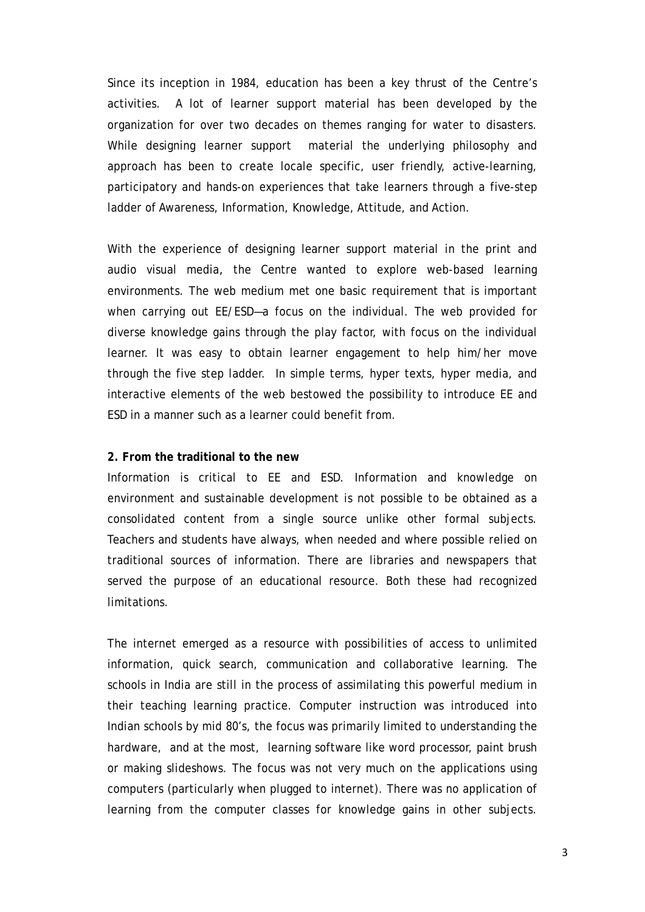Since its inception in 1984, education has been a key thrust of the Centre's activities. A lot of learner support material has been developed by the organization for over two decades on themes ranging for water to disasters. While designing learner support material the underlying philosophy and approach has been to create locale specific, user friendly, active-learning, participatory and hands-on experiences that take learners through a five-step ladder of Awareness, Information, Knowledge, Attitude, and Action.

With the experience of designing learner support material in the print and audio visual media, the Centre wanted to explore web-based learning environments. The web medium met one basic requirement that is important when carrying out EE/ESD—a focus on the individual. The web provided for diverse knowledge gains through the play factor, with focus on the individual learner. It was easy to obtain learner engagement to help him/her move through the five step ladder. In simple terms, hyper texts, hyper media, and interactive elements of the web bestowed the possibility to introduce EE and ESD in a manner such as a learner could benefit from.

## 2. From the traditional to the new

Information is critical to EE and ESD. Information and knowledge on environment and sustainable development is not possible to be obtained as a consolidated content from a single source unlike other formal subjects. Teachers and students have always, when needed and where possible relied on traditional sources of information. There are libraries and newspapers that served the purpose of an educational resource. Both these had recognized limitations.

The internet emerged as a resource with possibilities of access to unlimited information, quick search, communication and collaborative learning. The schools in India are still in the process of assimilating this powerful medium in their teaching learning practice. Computer instruction was introduced into Indian schools by mid 80's, the focus was primarily limited to understanding the hardware, and at the most, learning software like word processor, paint brush or making slideshows. The focus was not very much on the applications using computers (particularly when plugged to internet). There was no application of learning from the computer classes for knowledge gains in other subjects.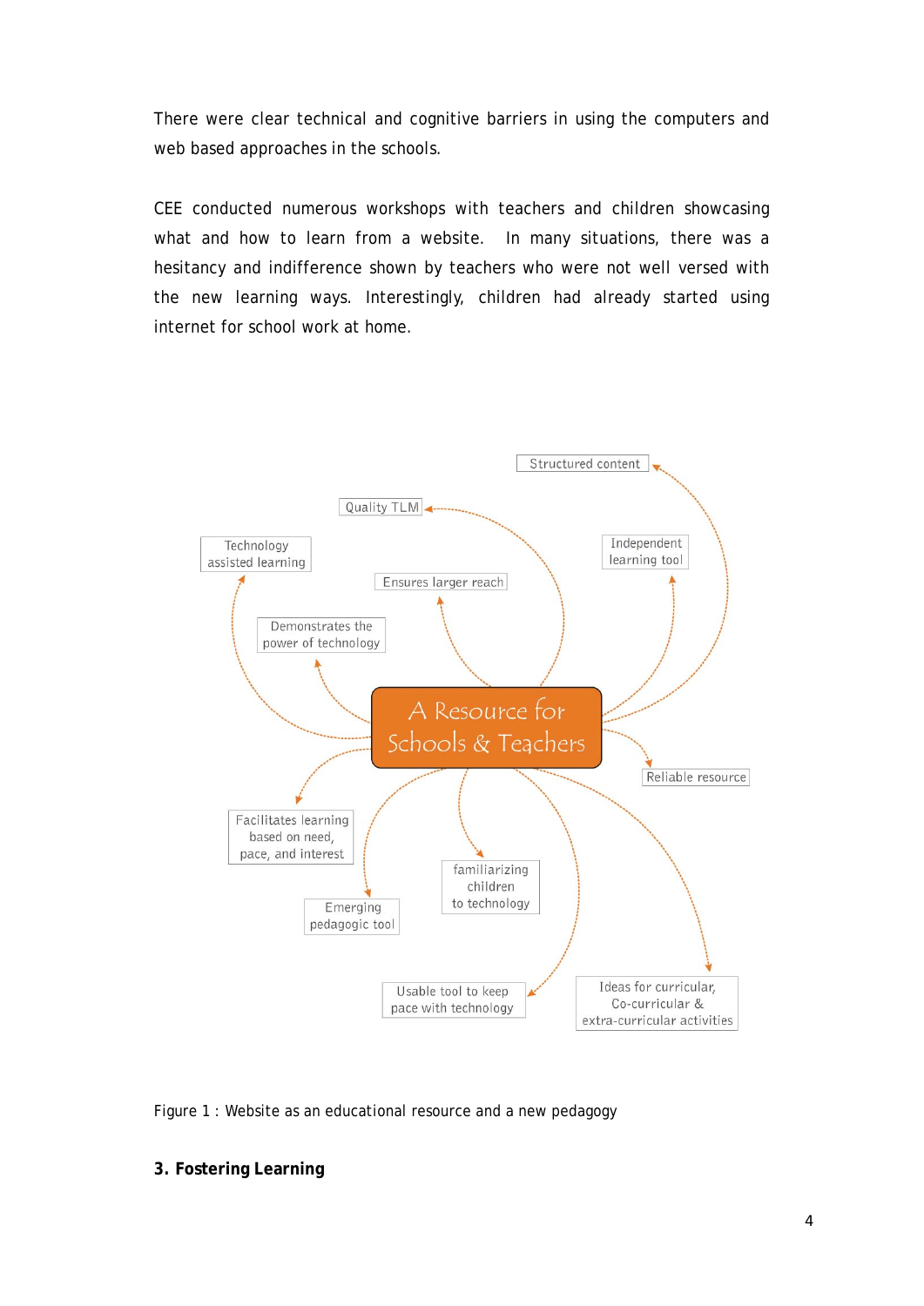There were clear technical and cognitive barriers in using the computers and web based approaches in the schools.

CEE conducted numerous workshops with teachers and children showcasing what and how to learn from a website. In many situations, there was a hesitancy and indifference shown by teachers who were not well versed with the new learning ways. Interestingly, children had already started using internet for school work at home.

A Resource for Schools & Teachers

- Structured content
- Quality TLM
- Technology assisted learning
- Independent learning tool
- Ensures larger reach
- Demonstrates the power of technology
- Reliable resource
- Facilitates learning based on need, pace, and interest
- Emerging pedagogic tool
- familiarizing children to technology
- Usable tool to keep pace with technology
- Ideas for curricular, Co-curricular & extra-curricular activities

Figure 1 : Website as an educational resource and a new pedagogy

## 3. Fostering Learning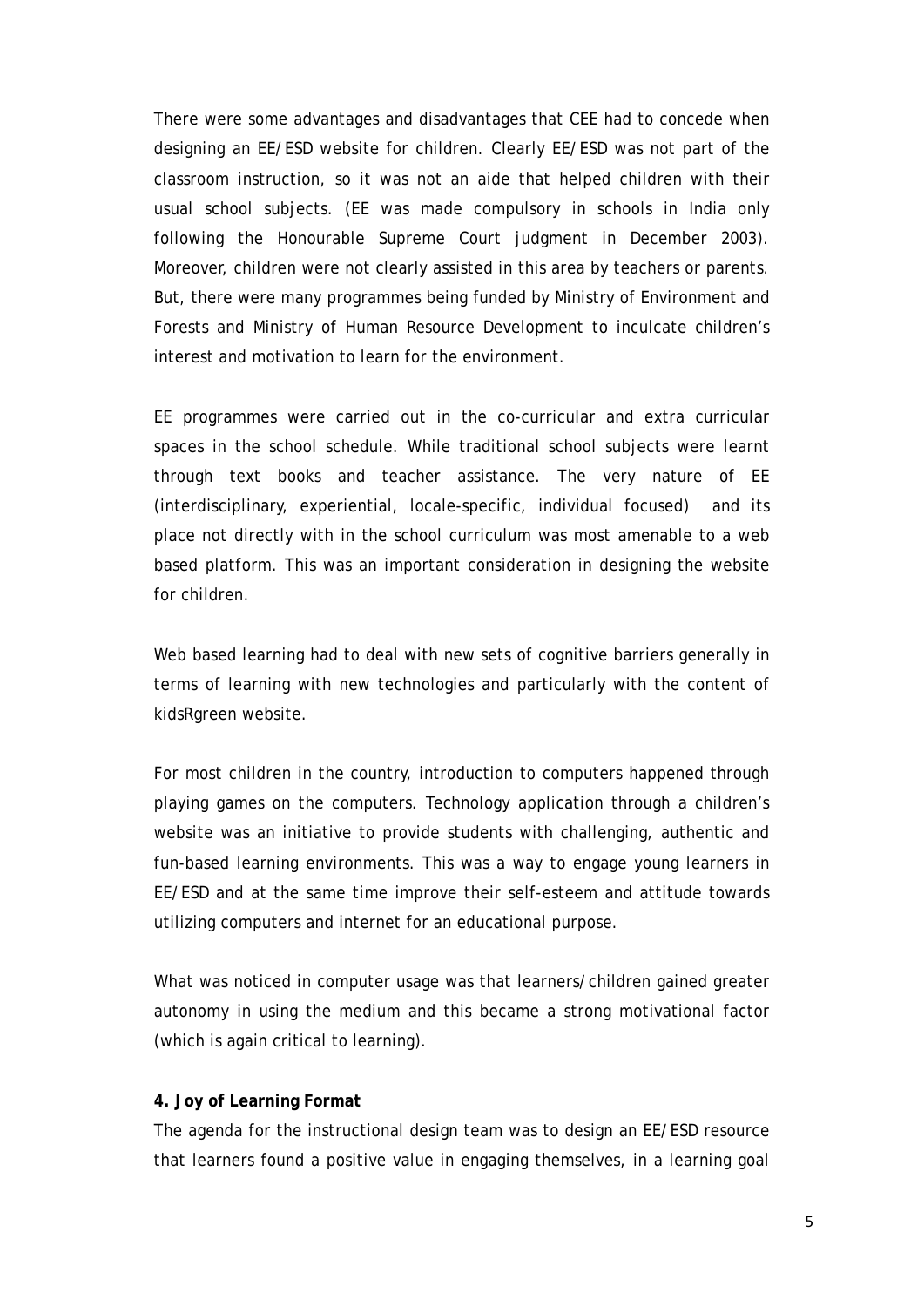There were some advantages and disadvantages that CEE had to concede when designing an EE/ESD website for children. Clearly EE/ESD was not part of the classroom instruction, so it was not an aide that helped children with their usual school subjects. (EE was made compulsory in schools in India only following the Honourable Supreme Court judgment in December 2003). Moreover, children were not clearly assisted in this area by teachers or parents. But, there were many programmes being funded by Ministry of Environment and Forests and Ministry of Human Resource Development to inculcate children's interest and motivation to learn for the environment.

EE programmes were carried out in the co-curricular and extra curricular spaces in the school schedule. While traditional school subjects were learnt through text books and teacher assistance. The very nature of EE (interdisciplinary, experiential, locale-specific, individual focused) and its place not directly with in the school curriculum was most amenable to a web based platform. This was an important consideration in designing the website for children.

Web based learning had to deal with new sets of cognitive barriers generally in terms of learning with new technologies and particularly with the content of kidsRgreen website.

For most children in the country, introduction to computers happened through playing games on the computers. Technology application through a children's website was an initiative to provide students with challenging, authentic and fun-based learning environments. This was a way to engage young learners in EE/ESD and at the same time improve their self-esteem and attitude towards utilizing computers and internet for an educational purpose.

What was noticed in computer usage was that learners/children gained greater autonomy in using the medium and this became a strong motivational factor (which is again critical to learning).

**4. Joy of Learning Format**

The agenda for the instructional design team was to design an EE/ESD resource that learners found a positive value in engaging themselves, in a learning goal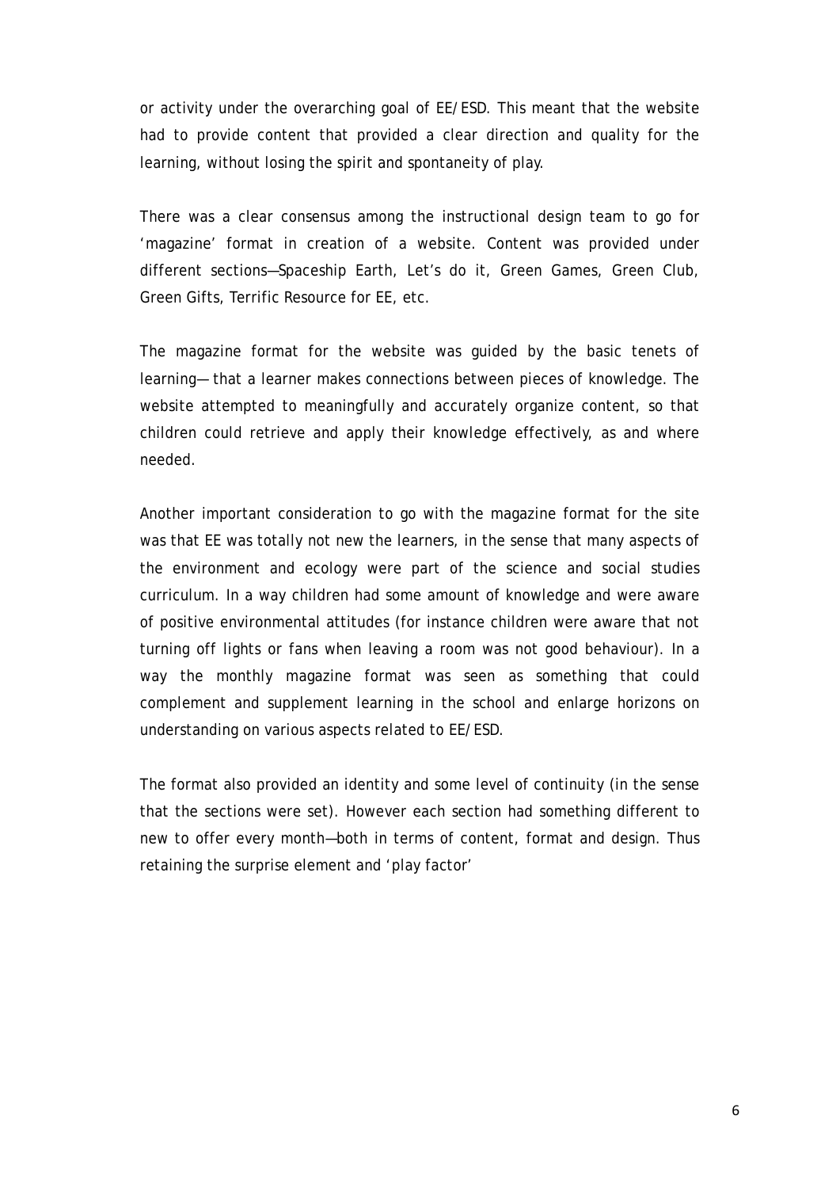or activity under the overarching goal of EE/ESD. This meant that the website had to provide content that provided a clear direction and quality for the learning, without losing the spirit and spontaneity of play.

There was a clear consensus among the instructional design team to go for 'magazine' format in creation of a website. Content was provided under different sections—Spaceship Earth, Let's do it, Green Games, Green Club, Green Gifts, Terrific Resource for EE, etc.

The magazine format for the website was guided by the basic tenets of learning— that a learner makes connections between pieces of knowledge. The website attempted to meaningfully and accurately organize content, so that children could retrieve and apply their knowledge effectively, as and where needed.

Another important consideration to go with the magazine format for the site was that EE was totally not new the learners, in the sense that many aspects of the environment and ecology were part of the science and social studies curriculum. In a way children had some amount of knowledge and were aware of positive environmental attitudes (for instance children were aware that not turning off lights or fans when leaving a room was not good behaviour). In a way the monthly magazine format was seen as something that could complement and supplement learning in the school and enlarge horizons on understanding on various aspects related to EE/ESD.

The format also provided an identity and some level of continuity (in the sense that the sections were set). However each section had something different to new to offer every month—both in terms of content, format and design. Thus retaining the surprise element and 'play factor'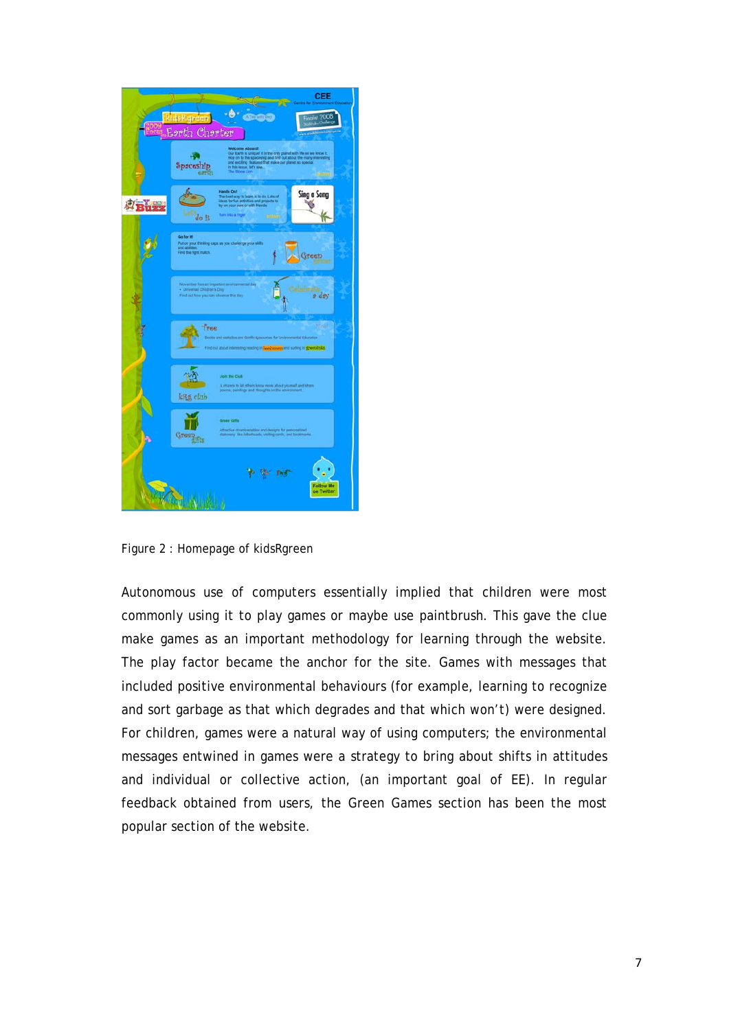Figure 2 : Homepage of kidsRgreen

Autonomous use of computers essentially implied that children were most commonly using it to play games or maybe use paintbrush. This gave the clue make games as an important methodology for learning through the website. The play factor became the anchor for the site. Games with messages that included positive environmental behaviours (for example, learning to recognize and sort garbage as that which degrades and that which won't) were designed. For children, games were a natural way of using computers; the environmental messages entwined in games were a strategy to bring about shifts in attitudes and individual or collective action, (an important goal of EE). In regular feedback obtained from users, the Green Games section has been the most popular section of the website.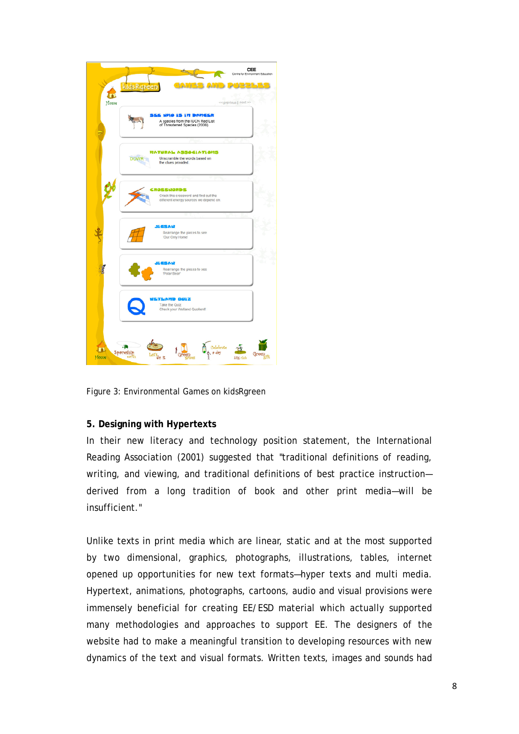Figure 3: Environmental Games on kidsRgreen

### 5. Designing with Hypertexts

In their new literacy and technology position statement, the International Reading Association (2001) suggested that "traditional definitions of reading, writing, and viewing, and traditional definitions of best practice instruction—derived from a long tradition of book and other print media—will be insufficient."

Unlike texts in print media which are linear, static and at the most supported by two dimensional, graphics, photographs, illustrations, tables, internet opened up opportunities for new text formats—hyper texts and multi media. Hypertext, animations, photographs, cartoons, audio and visual provisions were immensely beneficial for creating EE/ESD material which actually supported many methodologies and approaches to support EE. The designers of the website had to make a meaningful transition to developing resources with new dynamics of the text and visual formats. Written texts, images and sounds had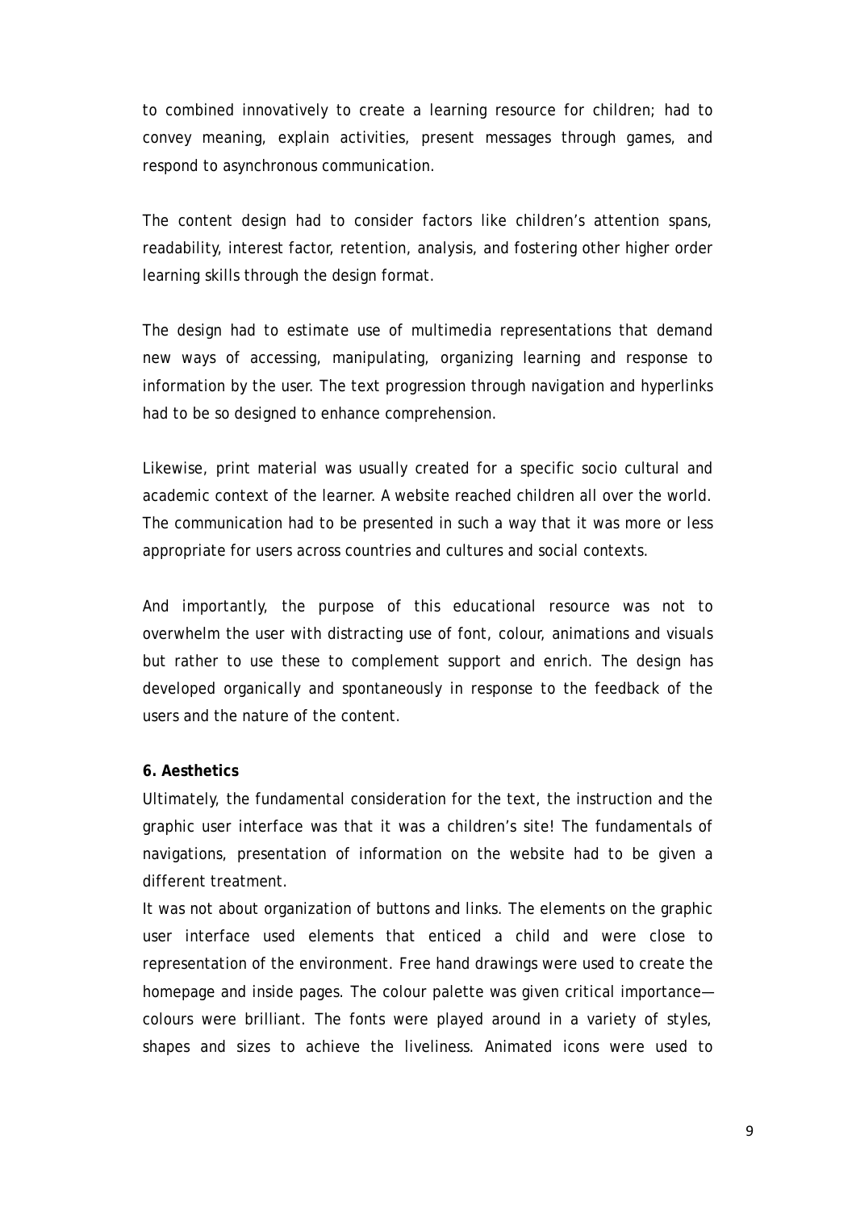to combined innovatively to create a learning resource for children; had to convey meaning, explain activities, present messages through games, and respond to asynchronous communication.

The content design had to consider factors like children's attention spans, readability, interest factor, retention, analysis, and fostering other higher order learning skills through the design format.

The design had to estimate use of multimedia representations that demand new ways of accessing, manipulating, organizing learning and response to information by the user. The text progression through navigation and hyperlinks had to be so designed to enhance comprehension.

Likewise, print material was usually created for a specific socio cultural and academic context of the learner. A website reached children all over the world. The communication had to be presented in such a way that it was more or less appropriate for users across countries and cultures and social contexts.

And importantly, the purpose of this educational resource was not to overwhelm the user with distracting use of font, colour, animations and visuals but rather to use these to complement support and enrich. The design has developed organically and spontaneously in response to the feedback of the users and the nature of the content.

**6. Aesthetics**

Ultimately, the fundamental consideration for the text, the instruction and the graphic user interface was that it was a children's site! The fundamentals of navigations, presentation of information on the website had to be given a different treatment.

It was not about organization of buttons and links. The elements on the graphic user interface used elements that enticed a child and were close to representation of the environment. Free hand drawings were used to create the homepage and inside pages. The colour palette was given critical importance—colours were brilliant. The fonts were played around in a variety of styles, shapes and sizes to achieve the liveliness. Animated icons were used to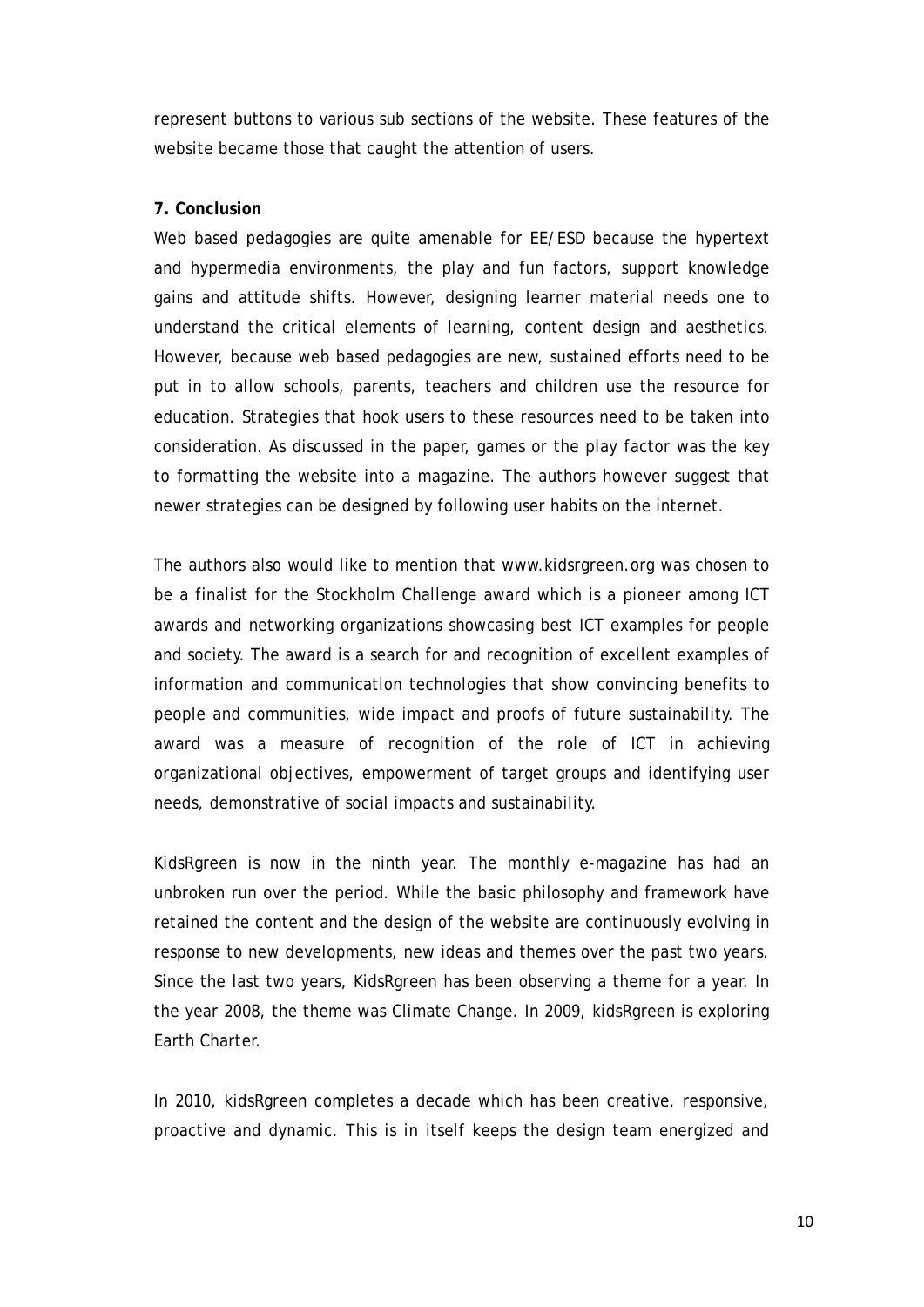represent buttons to various sub sections of the website. These features of the website became those that caught the attention of users.

**7. Conclusion**

Web based pedagogies are quite amenable for EE/ESD because the hypertext and hypermedia environments, the play and fun factors, support knowledge gains and attitude shifts. However, designing learner material needs one to understand the critical elements of learning, content design and aesthetics. However, because web based pedagogies are new, sustained efforts need to be put in to allow schools, parents, teachers and children use the resource for education. Strategies that hook users to these resources need to be taken into consideration. As discussed in the paper, games or the play factor was the key to formatting the website into a magazine. The authors however suggest that newer strategies can be designed by following user habits on the internet.

The authors also would like to mention that www.kidsrgreen.org was chosen to be a finalist for the Stockholm Challenge award which is a pioneer among ICT awards and networking organizations showcasing best ICT examples for people and society. The award is a search for and recognition of excellent examples of information and communication technologies that show convincing benefits to people and communities, wide impact and proofs of future sustainability. The award was a measure of recognition of the role of ICT in achieving organizational objectives, empowerment of target groups and identifying user needs, demonstrative of social impacts and sustainability.

KidsRgreen is now in the ninth year. The monthly e-magazine has had an unbroken run over the period. While the basic philosophy and framework have retained the content and the design of the website are continuously evolving in response to new developments, new ideas and themes over the past two years. Since the last two years, KidsRgreen has been observing a theme for a year. In the year 2008, the theme was Climate Change. In 2009, kidsRgreen is exploring Earth Charter.

In 2010, kidsRgreen completes a decade which has been creative, responsive, proactive and dynamic. This is in itself keeps the design team energized and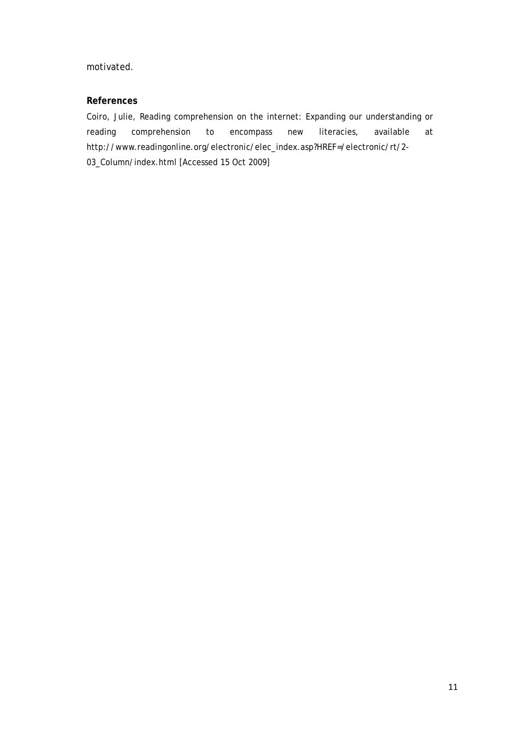motivated.

**References**

Coiro, Julie, Reading comprehension on the internet: Expanding our understanding or reading comprehension to encompass new literacies, available at http://www.readingonline.org/electronic/elec_index.asp?HREF=/electronic/rt/2-03_Column/index.html [Accessed 15 Oct 2009]